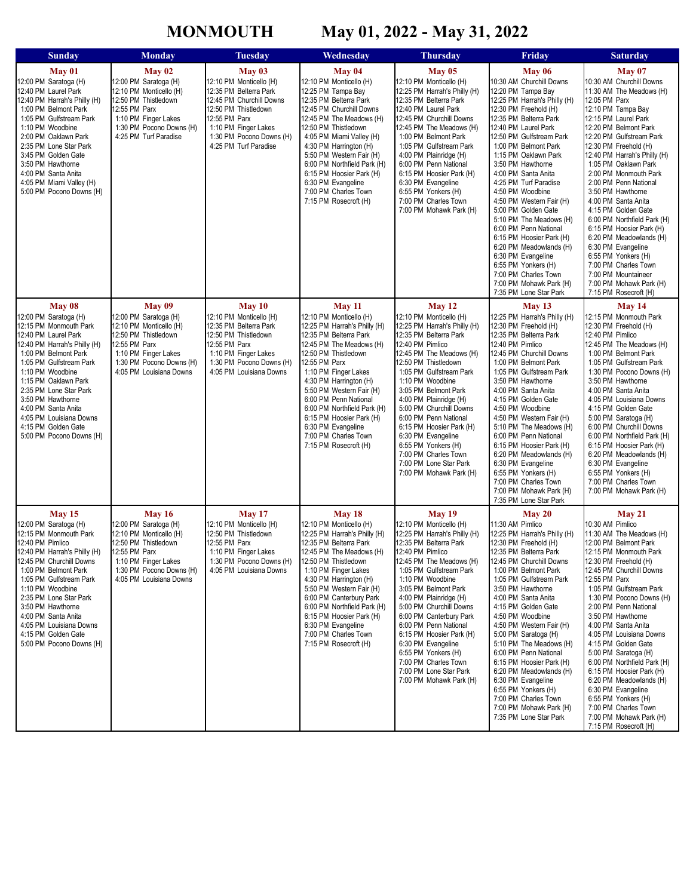# MONMOUTH May 01, 2022 - May 31, 2022

| Sunday | Monday | Tuesday | Wednesday | Thursday | Friday | Saturday |
|---|---|---|---|---|---|---|
| **May 01**<br>12:00 PM Saratoga (H)<br>12:40 PM Laurel Park<br>12:40 PM Harrah's Philly (H)<br>1:00 PM Belmont Park<br>1:05 PM Gulfstream Park<br>1:10 PM Woodbine<br>2:00 PM Oaklawn Park<br>2:35 PM Lone Star Park<br>3:45 PM Golden Gate<br>3:50 PM Hawthorne<br>4:00 PM Santa Anita<br>4:05 PM Miami Valley (H)<br>5:00 PM Pocono Downs (H) | **May 02**<br>12:00 PM Saratoga (H)<br>12:10 PM Monticello (H)<br>12:50 PM Thistledown<br>12:55 PM Parx<br>1:10 PM Finger Lakes<br>1:30 PM Pocono Downs (H)<br>4:25 PM Turf Paradise | **May 03**<br>12:10 PM Monticello (H)<br>12:35 PM Belterra Park<br>12:45 PM Churchill Downs<br>12:50 PM Thistledown<br>12:55 PM Parx<br>1:10 PM Finger Lakes<br>1:30 PM Pocono Downs (H)<br>4:25 PM Turf Paradise | **May 04**<br>12:10 PM Monticello (H)<br>12:25 PM Tampa Bay<br>12:35 PM Belterra Park<br>12:45 PM Churchill Downs<br>12:45 PM The Meadows (H)<br>12:50 PM Thistledown<br>4:05 PM Miami Valley (H)<br>4:30 PM Harrington (H)<br>5:50 PM Western Fair (H)<br>6:00 PM Northfield Park (H)<br>6:15 PM Hoosier Park (H)<br>6:30 PM Evangeline<br>7:00 PM Charles Town<br>7:15 PM Rosecroft (H) | **May 05**<br>12:10 PM Monticello (H)<br>12:25 PM Harrah's Philly (H)<br>12:35 PM Belterra Park<br>12:40 PM Laurel Park<br>12:45 PM Churchill Downs<br>12:45 PM The Meadows (H)<br>1:00 PM Belmont Park<br>1:05 PM Gulfstream Park<br>4:00 PM Plainridge (H)<br>6:00 PM Penn National<br>6:15 PM Hoosier Park (H)<br>6:30 PM Evangeline<br>6:55 PM Yonkers (H)<br>7:00 PM Charles Town<br>7:00 PM Mohawk Park (H) | **May 06**<br>10:30 AM Churchill Downs<br>12:20 PM Tampa Bay<br>12:25 PM Harrah's Philly (H)<br>12:30 PM Freehold (H)<br>12:35 PM Belterra Park<br>12:40 PM Laurel Park<br>12:50 PM Gulfstream Park<br>1:00 PM Belmont Park<br>1:15 PM Oaklawn Park<br>3:50 PM Hawthorne<br>4:00 PM Santa Anita<br>4:25 PM Turf Paradise<br>4:50 PM Woodbine<br>4:50 PM Western Fair (H)<br>5:00 PM Golden Gate<br>5:10 PM The Meadows (H)<br>6:00 PM Penn National<br>6:15 PM Hoosier Park (H)<br>6:20 PM Meadowlands (H)<br>6:30 PM Evangeline<br>6:55 PM Yonkers (H)<br>7:00 PM Charles Town<br>7:00 PM Mohawk Park (H)<br>7:35 PM Lone Star Park | **May 07**<br>10:30 AM Churchill Downs<br>11:30 AM The Meadows (H)<br>12:05 PM Parx<br>12:10 PM Tampa Bay<br>12:15 PM Laurel Park<br>12:20 PM Belmont Park<br>12:20 PM Gulfstream Park<br>12:30 PM Freehold (H)<br>12:40 PM Harrah's Philly (H)<br>1:05 PM Oaklawn Park<br>2:00 PM Monmouth Park<br>2:00 PM Penn National<br>3:50 PM Hawthorne<br>4:00 PM Santa Anita<br>4:15 PM Golden Gate<br>6:00 PM Northfield Park (H)<br>6:15 PM Hoosier Park (H)<br>6:20 PM Meadowlands (H)<br>6:30 PM Evangeline<br>6:55 PM Yonkers (H)<br>7:00 PM Charles Town<br>7:00 PM Mountaineer<br>7:00 PM Mohawk Park (H)<br>7:15 PM Rosecroft (H) |
| **May 08**<br>12:00 PM Saratoga (H)<br>12:15 PM Monmouth Park<br>12:40 PM Laurel Park<br>12:40 PM Harrah's Philly (H)<br>1:00 PM Belmont Park<br>1:05 PM Gulfstream Park<br>1:10 PM Woodbine<br>1:15 PM Oaklawn Park<br>2:35 PM Lone Star Park<br>3:50 PM Hawthorne<br>4:00 PM Santa Anita<br>4:05 PM Louisiana Downs<br>4:15 PM Golden Gate<br>5:00 PM Pocono Downs (H) | **May 09**<br>12:00 PM Saratoga (H)<br>12:10 PM Monticello (H)<br>12:50 PM Thistledown<br>12:55 PM Parx<br>1:10 PM Finger Lakes<br>1:30 PM Pocono Downs (H)<br>4:05 PM Louisiana Downs | **May 10**<br>12:10 PM Monticello (H)<br>12:35 PM Belterra Park<br>12:50 PM Thistledown<br>12:55 PM Parx<br>1:10 PM Finger Lakes<br>1:30 PM Pocono Downs (H)<br>4:05 PM Louisiana Downs | **May 11**<br>12:10 PM Monticello (H)<br>12:25 PM Harrah's Philly (H)<br>12:35 PM Belterra Park<br>12:45 PM The Meadows (H)<br>12:50 PM Thistledown<br>12:55 PM Parx<br>1:10 PM Finger Lakes<br>4:30 PM Harrington (H)<br>5:50 PM Western Fair (H)<br>6:00 PM Penn National<br>6:00 PM Northfield Park (H)<br>6:15 PM Hoosier Park (H)<br>6:30 PM Evangeline<br>7:00 PM Charles Town<br>7:15 PM Rosecroft (H) | **May 12**<br>12:10 PM Monticello (H)<br>12:25 PM Harrah's Philly (H)<br>12:35 PM Belterra Park<br>12:40 PM Pimlico<br>12:45 PM The Meadows (H)<br>12:50 PM Thistledown<br>1:05 PM Gulfstream Park<br>1:10 PM Woodbine<br>3:05 PM Belmont Park<br>4:00 PM Plainridge (H)<br>5:00 PM Churchill Downs<br>6:00 PM Penn National<br>6:15 PM Hoosier Park (H)<br>6:30 PM Evangeline<br>6:55 PM Yonkers (H)<br>7:00 PM Charles Town<br>7:00 PM Lone Star Park<br>7:00 PM Mohawk Park (H) | **May 13**<br>12:25 PM Harrah's Philly (H)<br>12:30 PM Freehold (H)<br>12:35 PM Belterra Park<br>12:40 PM Pimlico<br>12:45 PM Churchill Downs<br>1:00 PM Belmont Park<br>1:05 PM Gulfstream Park<br>3:50 PM Hawthorne<br>4:00 PM Santa Anita<br>4:15 PM Golden Gate<br>4:50 PM Woodbine<br>4:50 PM Western Fair (H)<br>5:10 PM The Meadows (H)<br>6:00 PM Penn National<br>6:15 PM Hoosier Park (H)<br>6:20 PM Meadowlands (H)<br>6:30 PM Evangeline<br>6:55 PM Yonkers (H)<br>7:00 PM Charles Town<br>7:00 PM Mohawk Park (H)<br>7:35 PM Lone Star Park | **May 14**<br>12:15 PM Monmouth Park<br>12:30 PM Freehold (H)<br>12:40 PM Pimlico<br>12:45 PM The Meadows (H)<br>1:00 PM Belmont Park<br>1:05 PM Gulfstream Park<br>1:30 PM Pocono Downs (H)<br>3:50 PM Hawthorne<br>4:00 PM Santa Anita<br>4:05 PM Louisiana Downs<br>4:15 PM Golden Gate<br>5:00 PM Saratoga (H)<br>6:00 PM Churchill Downs<br>6:00 PM Northfield Park (H)<br>6:15 PM Hoosier Park (H)<br>6:20 PM Meadowlands (H)<br>6:30 PM Evangeline<br>6:55 PM Yonkers (H)<br>7:00 PM Charles Town<br>7:00 PM Mohawk Park (H) |
| **May 15**<br>12:00 PM Saratoga (H)<br>12:15 PM Monmouth Park<br>12:40 PM Pimlico<br>12:40 PM Harrah's Philly (H)<br>12:45 PM Churchill Downs<br>1:00 PM Belmont Park<br>1:05 PM Gulfstream Park<br>1:10 PM Woodbine<br>2:35 PM Lone Star Park<br>3:50 PM Hawthorne<br>4:00 PM Santa Anita<br>4:05 PM Louisiana Downs<br>4:15 PM Golden Gate<br>5:00 PM Pocono Downs (H) | **May 16**<br>12:00 PM Saratoga (H)<br>12:10 PM Monticello (H)<br>12:50 PM Thistledown<br>12:55 PM Parx<br>1:10 PM Finger Lakes<br>1:30 PM Pocono Downs (H)<br>4:05 PM Louisiana Downs | **May 17**<br>12:10 PM Monticello (H)<br>12:50 PM Thistledown<br>12:55 PM Parx<br>1:10 PM Finger Lakes<br>1:30 PM Pocono Downs (H)<br>4:05 PM Louisiana Downs | **May 18**<br>12:10 PM Monticello (H)<br>12:25 PM Harrah's Philly (H)<br>12:35 PM Belterra Park<br>12:45 PM The Meadows (H)<br>12:50 PM Thistledown<br>1:10 PM Finger Lakes<br>4:30 PM Harrington (H)<br>5:50 PM Western Fair (H)<br>6:00 PM Canterbury Park<br>6:00 PM Northfield Park (H)<br>6:15 PM Hoosier Park (H)<br>6:30 PM Evangeline<br>7:00 PM Charles Town<br>7:15 PM Rosecroft (H) | **May 19**<br>12:10 PM Monticello (H)<br>12:25 PM Harrah's Philly (H)<br>12:35 PM Belterra Park<br>12:40 PM Pimlico<br>12:45 PM The Meadows (H)<br>1:05 PM Gulfstream Park<br>1:10 PM Woodbine<br>3:05 PM Belmont Park<br>4:00 PM Plainridge (H)<br>5:00 PM Churchill Downs<br>6:00 PM Canterbury Park<br>6:00 PM Penn National<br>6:15 PM Hoosier Park (H)<br>6:30 PM Evangeline<br>6:55 PM Yonkers (H)<br>7:00 PM Charles Town<br>7:00 PM Lone Star Park<br>7:00 PM Mohawk Park (H) | **May 20**<br>11:30 AM Pimlico<br>12:25 PM Harrah's Philly (H)<br>12:30 PM Freehold (H)<br>12:35 PM Belterra Park<br>12:45 PM Churchill Downs<br>1:00 PM Belmont Park<br>1:05 PM Gulfstream Park<br>3:50 PM Hawthorne<br>4:00 PM Santa Anita<br>4:15 PM Golden Gate<br>4:50 PM Woodbine<br>4:50 PM Western Fair (H)<br>5:00 PM Saratoga (H)<br>5:10 PM The Meadows (H)<br>6:00 PM Penn National<br>6:15 PM Hoosier Park (H)<br>6:20 PM Meadowlands (H)<br>6:30 PM Evangeline<br>6:55 PM Yonkers (H)<br>7:00 PM Charles Town<br>7:00 PM Mohawk Park (H)<br>7:35 PM Lone Star Park | **May 21**<br>10:30 AM Pimlico<br>11:30 AM The Meadows (H)<br>12:00 PM Belmont Park<br>12:15 PM Monmouth Park<br>12:30 PM Freehold (H)<br>12:45 PM Churchill Downs<br>12:55 PM Parx<br>1:05 PM Gulfstream Park<br>1:30 PM Pocono Downs (H)<br>2:00 PM Penn National<br>3:50 PM Hawthorne<br>4:00 PM Santa Anita<br>4:05 PM Louisiana Downs<br>4:15 PM Golden Gate<br>5:00 PM Saratoga (H)<br>6:00 PM Northfield Park (H)<br>6:15 PM Hoosier Park (H)<br>6:20 PM Meadowlands (H)<br>6:30 PM Evangeline<br>6:55 PM Yonkers (H)<br>7:00 PM Charles Town<br>7:00 PM Mohawk Park (H)<br>7:15 PM Rosecroft (H) |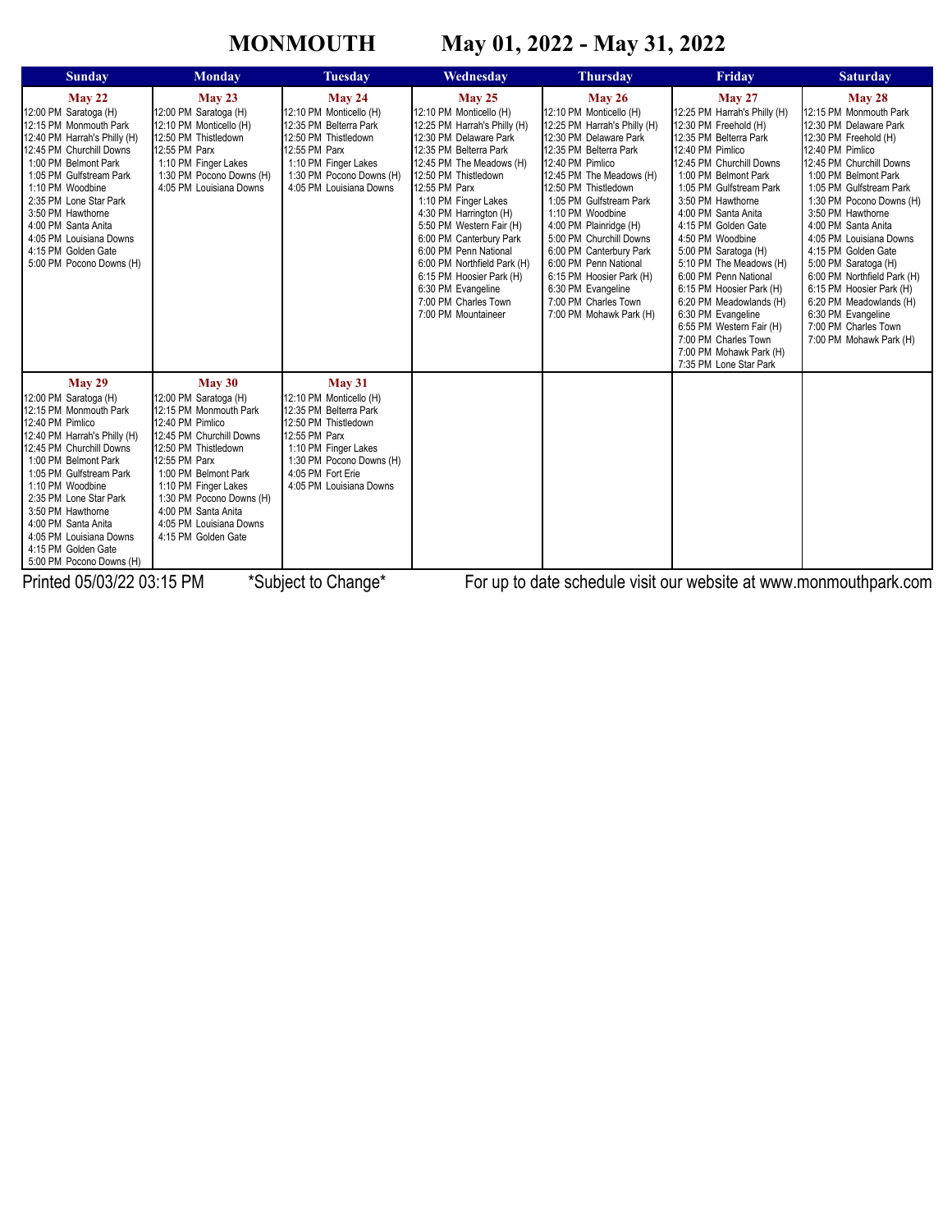# MONMOUTH May 01, 2022 - May 31, 2022

| Sunday | Monday | Tuesday | Wednesday | Thursday | Friday | Saturday |
|---|---|---|---|---|---|---|
| **May 22**<br>12:00 PM Saratoga (H)<br>12:15 PM Monmouth Park<br>12:40 PM Harrah's Philly (H)<br>12:45 PM Churchill Downs<br>1:00 PM Belmont Park<br>1:05 PM Gulfstream Park<br>1:10 PM Woodbine<br>2:35 PM Lone Star Park<br>3:50 PM Hawthorne<br>4:00 PM Santa Anita<br>4:05 PM Louisiana Downs<br>4:15 PM Golden Gate<br>5:00 PM Pocono Downs (H) | **May 23**<br>12:00 PM Saratoga (H)<br>12:10 PM Monticello (H)<br>12:50 PM Thistledown<br>12:55 PM Parx<br>1:10 PM Finger Lakes<br>1:30 PM Pocono Downs (H)<br>4:05 PM Louisiana Downs | **May 24**<br>12:10 PM Monticello (H)<br>12:35 PM Belterra Park<br>12:50 PM Thistledown<br>12:55 PM Parx<br>1:10 PM Finger Lakes<br>1:30 PM Pocono Downs (H)<br>4:05 PM Louisiana Downs | **May 25**<br>12:10 PM Monticello (H)<br>12:25 PM Harrah's Philly (H)<br>12:30 PM Delaware Park<br>12:35 PM Belterra Park<br>12:45 PM The Meadows (H)<br>12:50 PM Thistledown<br>12:55 PM Parx<br>1:10 PM Finger Lakes<br>4:30 PM Harrington (H)<br>5:50 PM Western Fair (H)<br>6:00 PM Canterbury Park<br>6:00 PM Penn National<br>6:00 PM Northfield Park (H)<br>6:15 PM Hoosier Park (H)<br>6:30 PM Evangeline<br>7:00 PM Charles Town<br>7:00 PM Mountaineer | **May 26**<br>12:10 PM Monticello (H)<br>12:25 PM Harrah's Philly (H)<br>12:30 PM Delaware Park<br>12:35 PM Belterra Park<br>12:40 PM Pimlico<br>12:45 PM The Meadows (H)<br>12:50 PM Thistledown<br>1:05 PM Gulfstream Park<br>1:10 PM Woodbine<br>4:00 PM Plainridge (H)<br>5:00 PM Churchill Downs<br>6:00 PM Canterbury Park<br>6:00 PM Penn National<br>6:15 PM Hoosier Park (H)<br>6:30 PM Evangeline<br>7:00 PM Charles Town<br>7:00 PM Mohawk Park (H) | **May 27**<br>12:25 PM Harrah's Philly (H)<br>12:30 PM Freehold (H)<br>12:35 PM Belterra Park<br>12:40 PM Pimlico<br>12:45 PM Churchill Downs<br>1:00 PM Belmont Park<br>1:05 PM Gulfstream Park<br>3:50 PM Hawthorne<br>4:00 PM Santa Anita<br>4:15 PM Golden Gate<br>4:50 PM Woodbine<br>5:00 PM Saratoga (H)<br>5:10 PM The Meadows (H)<br>6:00 PM Penn National<br>6:15 PM Hoosier Park (H)<br>6:20 PM Meadowlands (H)<br>6:30 PM Evangeline<br>6:55 PM Western Fair (H)<br>7:00 PM Charles Town<br>7:00 PM Mohawk Park (H)<br>7:35 PM Lone Star Park | **May 28**<br>12:15 PM Monmouth Park<br>12:30 PM Delaware Park<br>12:30 PM Freehold (H)<br>12:40 PM Pimlico<br>12:45 PM Churchill Downs<br>1:00 PM Belmont Park<br>1:05 PM Gulfstream Park<br>1:30 PM Pocono Downs (H)<br>3:50 PM Hawthorne<br>4:00 PM Santa Anita<br>4:05 PM Louisiana Downs<br>4:15 PM Golden Gate<br>5:00 PM Saratoga (H)<br>6:00 PM Northfield Park (H)<br>6:15 PM Hoosier Park (H)<br>6:20 PM Meadowlands (H)<br>6:30 PM Evangeline<br>7:00 PM Charles Town<br>7:00 PM Mohawk Park (H) |
| **May 29**<br>12:00 PM Saratoga (H)<br>12:15 PM Monmouth Park<br>12:40 PM Pimlico<br>12:40 PM Harrah's Philly (H)<br>12:45 PM Churchill Downs<br>1:00 PM Belmont Park<br>1:05 PM Gulfstream Park<br>1:10 PM Woodbine<br>2:35 PM Lone Star Park<br>3:50 PM Hawthorne<br>4:00 PM Santa Anita<br>4:05 PM Louisiana Downs<br>4:15 PM Golden Gate<br>5:00 PM Pocono Downs (H) | **May 30**<br>12:00 PM Saratoga (H)<br>12:15 PM Monmouth Park<br>12:40 PM Pimlico<br>12:45 PM Churchill Downs<br>12:50 PM Thistledown<br>12:55 PM Parx<br>1:00 PM Belmont Park<br>1:10 PM Finger Lakes<br>1:30 PM Pocono Downs (H)<br>4:00 PM Santa Anita<br>4:05 PM Louisiana Downs<br>4:15 PM Golden Gate | **May 31**<br>12:10 PM Monticello (H)<br>12:35 PM Belterra Park<br>12:50 PM Thistledown<br>12:55 PM Parx<br>1:10 PM Finger Lakes<br>1:30 PM Pocono Downs (H)<br>4:05 PM Fort Erie<br>4:05 PM Louisiana Downs | | | | |

Printed 05/03/22 03:15 PM *Subject to Change* For up to date schedule visit our website at www.monmouthpark.com